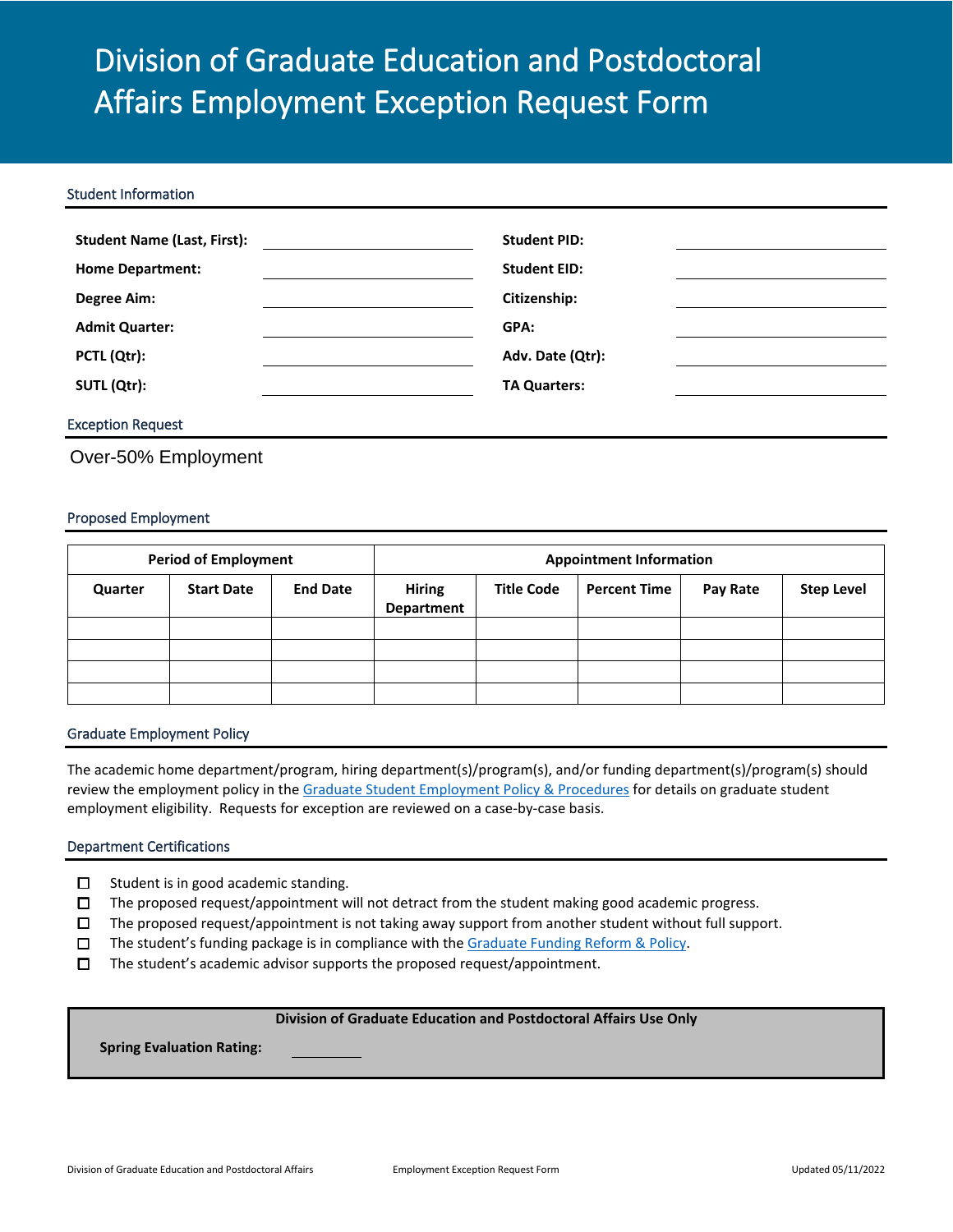# Division of Graduate Education and Postdoctoral Affairs Employment Exception Request Form

## Student Information

| | | | |
|---|---|---|---|
| **Student Name (Last, First):** | | **Student PID:** | |
| **Home Department:** | | **Student EID:** | |
| **Degree Aim:** | | **Citizenship:** | |
| **Admit Quarter:** | | **GPA:** | |
| **PCTL (Qtr):** | | **Adv. Date (Qtr):** | |
| **SUTL (Qtr):** | | **TA Quarters:** | |

## Exception Request

Over-50% Employment

## Proposed Employment

| **Period of Employment** | | | **Appointment Information** | | | | |
|---|---|---|---|---|---|---|---|
| **Quarter** | **Start Date** | **End Date** | **Hiring Department** | **Title Code** | **Percent Time** | **Pay Rate** | **Step Level** |
| | | | | | | | |
| | | | | | | | |
| | | | | | | | |
| | | | | | | | |

## Graduate Employment Policy

The academic home department/program, hiring department(s)/program(s), and/or funding department(s)/program(s) should review the employment policy in the Graduate Student Employment Policy & Procedures for details on graduate student employment eligibility. Requests for exception are reviewed on a case-by-case basis.

## Department Certifications

- ☐ Student is in good academic standing.
- ☐ The proposed request/appointment will not detract from the student making good academic progress.
- ☐ The proposed request/appointment is not taking away support from another student without full support.
- ☐ The student's funding package is in compliance with the Graduate Funding Reform & Policy.
- ☐ The student's academic advisor supports the proposed request/appointment.

**Division of Graduate Education and Postdoctoral Affairs Use Only**

**Spring Evaluation Rating:** ________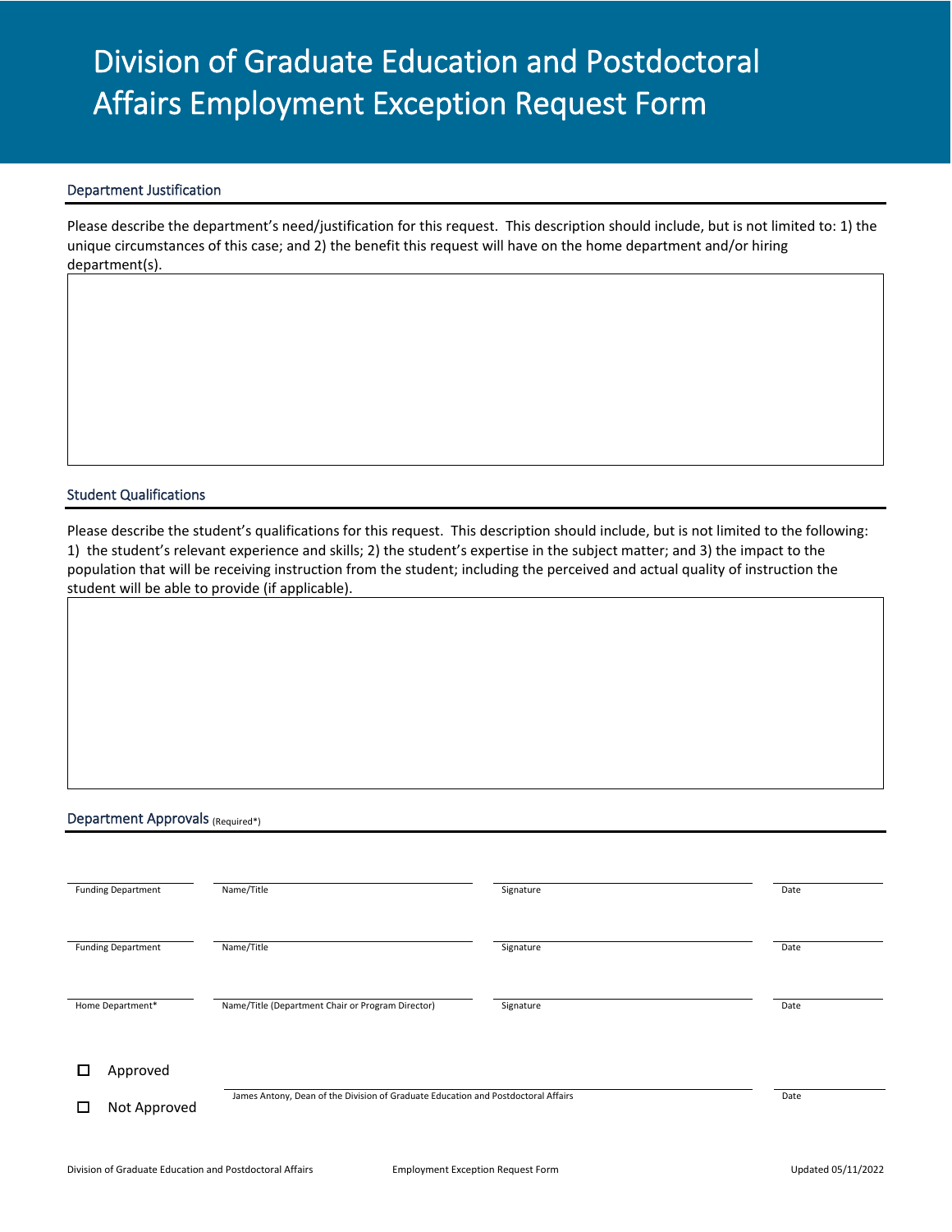# Division of Graduate Education and Postdoctoral Affairs Employment Exception Request Form

## Department Justification

Please describe the department's need/justification for this request. This description should include, but is not limited to: 1) the unique circumstances of this case; and 2) the benefit this request will have on the home department and/or hiring department(s).

## Student Qualifications

Please describe the student's qualifications for this request. This description should include, but is not limited to the following: 1) the student's relevant experience and skills; 2) the student's expertise in the subject matter; and 3) the impact to the population that will be receiving instruction from the student; including the perceived and actual quality of instruction the student will be able to provide (if applicable).

## Department Approvals (Required*)

| Funding Department | Name/Title | Signature | Date |
|---|---|---|---|
| Funding Department | Name/Title | Signature | Date |
| Home Department* | Name/Title (Department Chair or Program Director) | Signature | Date |

☐ Approved

☐ Not Approved

James Antony, Dean of the Division of Graduate Education and Postdoctoral Affairs — Date